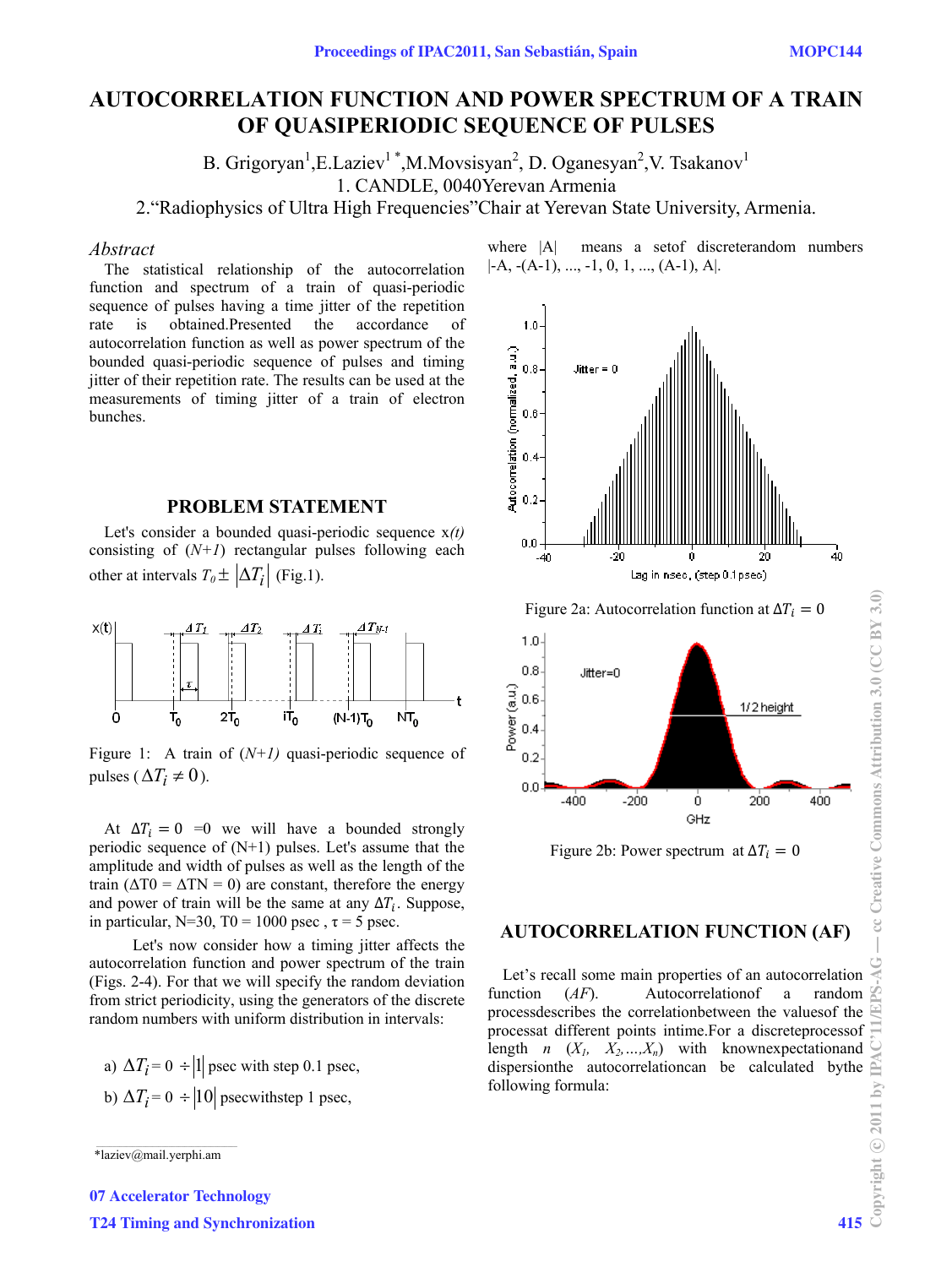# AUTOCORRELATION FUNCTION AND POWER SPECTRUM OF A TRAIN OF QUASIPERIODIC SEQUENCE OF PULSES

B. Grigoryan[1],E.Laziev[1 *],M.Movsisyan[2], D. Oganesyan[2],V. Tsakanov[1]
1. CANDLE, 0040Yerevan Armenia
2.“Radiophysics of Ultra High Frequencies”Chair at Yerevan State University, Armenia.

*Abstract*

The statistical relationship of the autocorrelation function and spectrum of a train of quasi-periodic sequence of pulses having a time jitter of the repetition rate is obtained.Presented the accordance of autocorrelation function as well as power spectrum of the bounded quasi-periodic sequence of pulses and timing jitter of their repetition rate. The results can be used at the measurements of timing jitter of a train of electron bunches.

## PROBLEM STATEMENT

Let's consider a bounded quasi-periodic sequence x*(t)* consisting of *(N+1)* rectangular pulses following each other at intervals $T_0 \pm |\Delta T_i|$ (Fig.1).

Figure 1: A train of *(N+1)* quasi-periodic sequence of pulses ( $\Delta T_i \neq 0$ ).

At $\Delta T_i = 0$ =0 we will have a bounded strongly periodic sequence of (N+1) pulses. Let's assume that the amplitude and width of pulses as well as the length of the train ($\Delta T0 = \Delta TN = 0$) are constant, therefore the energy and power of train will be the same at any $\Delta T_i$. Suppose, in particular, N=30, T0 = 1000 psec , τ = 5 psec.

Let's now consider how a timing jitter affects the autocorrelation function and power spectrum of the train (Figs. 2-4). For that we will specify the random deviation from strict periodicity, using the generators of the discrete random numbers with uniform distribution in intervals:

a) $\Delta T_i = 0 \div |1|$ psec with step 0.1 psec,

b) $\Delta T_i = 0 \div |10|$ psecwithstep 1 psec,

where |A| means a setof discreterandom numbers |-A, -(A-1), ..., -1, 0, 1, ..., (A-1), A|.

Figure 2a: Autocorrelation function at $\Delta T_i = 0$

Figure 2b: Power spectrum at $\Delta T_i = 0$

## AUTOCORRELATION FUNCTION (AF)

Let’s recall some main properties of an autocorrelation function (*AF*). Autocorrelationof a random processdescribes the correlationbetween the valuesof the processat different points intime.For a discreteprocessof length *n* ($X_1, X_2, \ldots, X_n$) with knownexpectationand dispersionthe autocorrelationcan be calculated bythe following formula:

*laziev@mail.yerphi.am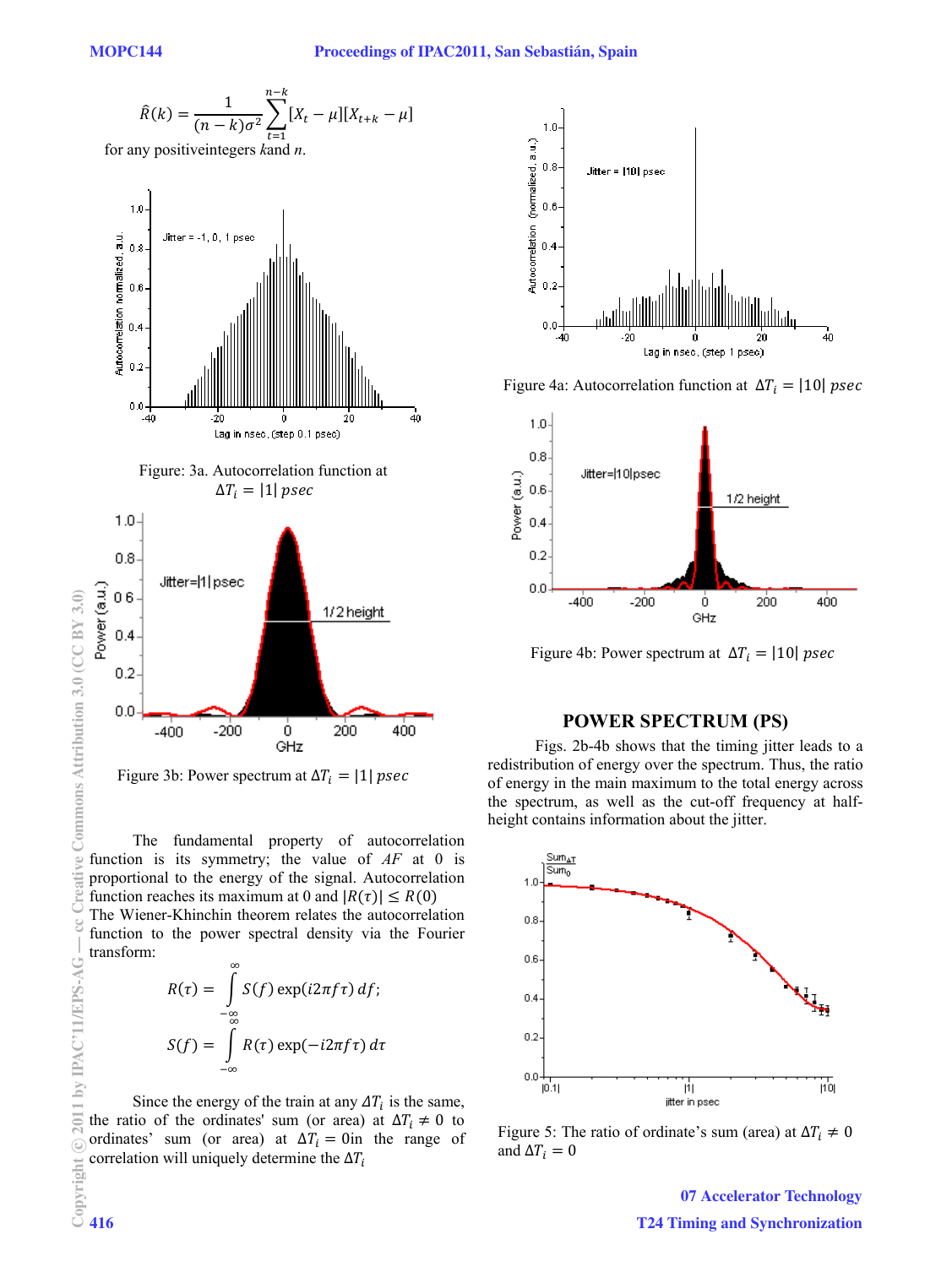$$\hat{R}(k) = \frac{1}{(n-k)\sigma^2} \sum_{t=1}^{n-k} [X_t - \mu][X_{t+k} - \mu]$$

for any positiveintegers $k$and $n$.

Figure: 3a. Autocorrelation function at $\Delta T_i = |1|\ psec$

Figure 3b: Power spectrum at $\Delta T_i = |1|\ psec$

The fundamental property of autocorrelation function is its symmetry; the value of $AF$ at 0 is proportional to the energy of the signal. Autocorrelation function reaches its maximum at 0 and $|R(\tau)| \leq R(0)$ The Wiener-Khinchin theorem relates the autocorrelation function to the power spectral density via the Fourier transform:

$$R(\tau) = \int_{-\infty}^{\infty} S(f) \exp(i2\pi f\tau)\, df;$$

$$S(f) = \int_{-\infty}^{\infty} R(\tau) \exp(-i2\pi f\tau)\, d\tau$$

Since the energy of the train at any $\Delta T_i$ is the same, the ratio of the ordinates' sum (or area) at $\Delta T_i \neq 0$ to ordinates' sum (or area) at $\Delta T_i = 0$in the range of correlation will uniquely determine the $\Delta T_i$

Figure 4a: Autocorrelation function at $\Delta T_i = |10|\ psec$

Figure 4b: Power spectrum at $\Delta T_i = |10|\ psec$

## POWER SPECTRUM (PS)

Figs. 2b-4b shows that the timing jitter leads to a redistribution of energy over the spectrum. Thus, the ratio of energy in the main maximum to the total energy across the spectrum, as well as the cut-off frequency at half-height contains information about the jitter.

Figure 5: The ratio of ordinate's sum (area) at $\Delta T_i \neq 0$ and $\Delta T_i = 0$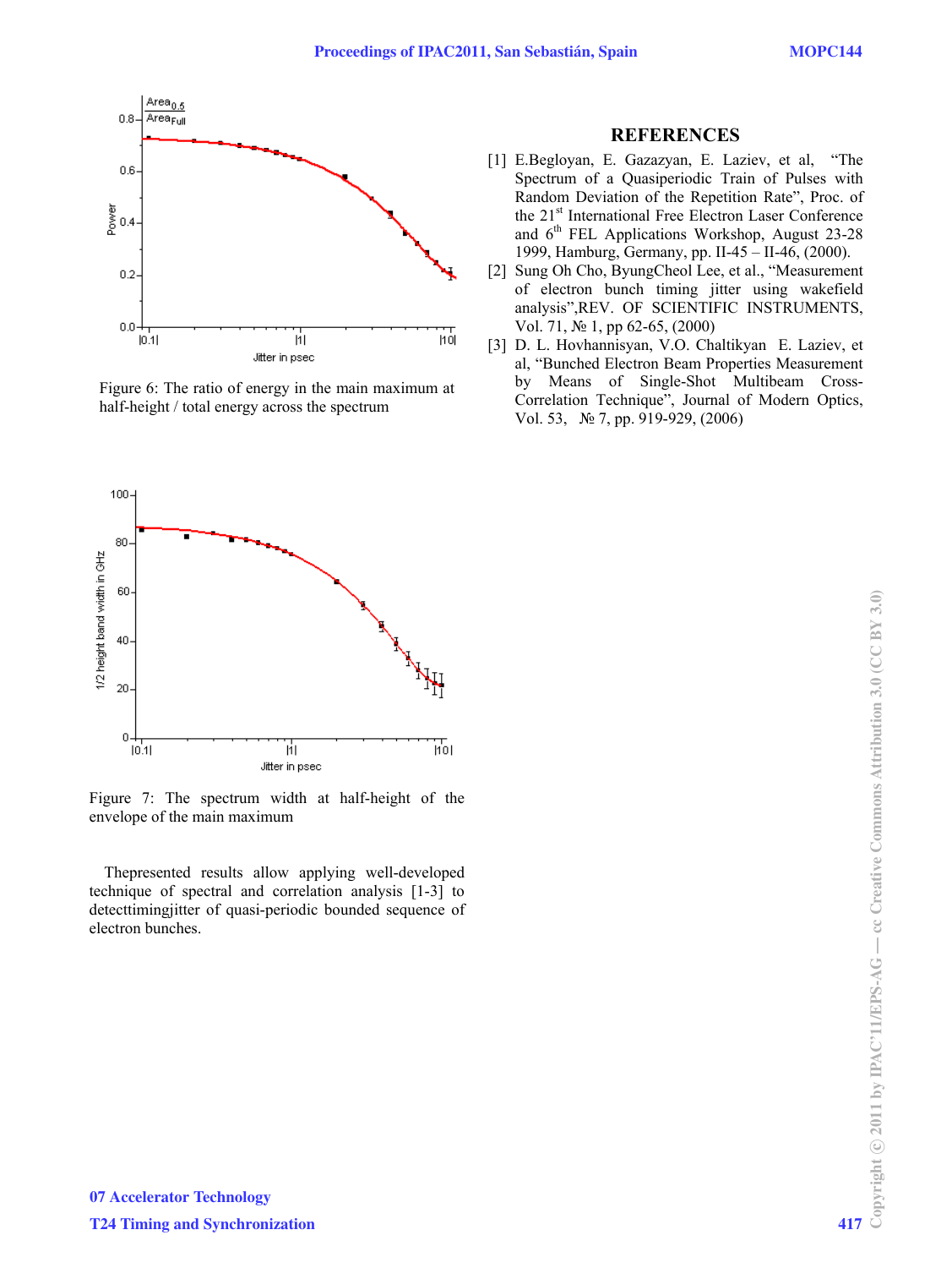$\frac{Area_{0.5}}{Area_{Full}}$

0.8

0.6

0.4

0.2

0.0

Power

|0.1|

|1|

|10|

Jitter in psec

Figure 6: The ratio of energy in the main maximum at half-height / total energy across the spectrum

100

80

60

40

20

0

1/2 height band width in GHz

|0.1|

|1|

|10|

Jitter in psec

Figure 7: The spectrum width at half-height of the envelope of the main maximum

Thepresented results allow applying well-developed technique of spectral and correlation analysis [1-3] to detecttimingjitter of quasi-periodic bounded sequence of electron bunches.

## REFERENCES

[1] E.Begloyan, E. Gazazyan, E. Laziev, et al, "The Spectrum of a Quasiperiodic Train of Pulses with Random Deviation of the Repetition Rate", Proc. of the 21st International Free Electron Laser Conference and 6th FEL Applications Workshop, August 23-28 1999, Hamburg, Germany, pp. II-45 – II-46, (2000).

[2] Sung Oh Cho, ByungCheol Lee, et al., "Measurement of electron bunch timing jitter using wakefield analysis",REV. OF SCIENTIFIC INSTRUMENTS, Vol. 71, № 1, pp 62-65, (2000)

[3] D. L. Hovhannisyan, V.O. Chaltikyan E. Laziev, et al, "Bunched Electron Beam Properties Measurement by Means of Single-Shot Multibeam Cross-Correlation Technique", Journal of Modern Optics, Vol. 53, № 7, pp. 919-929, (2006)